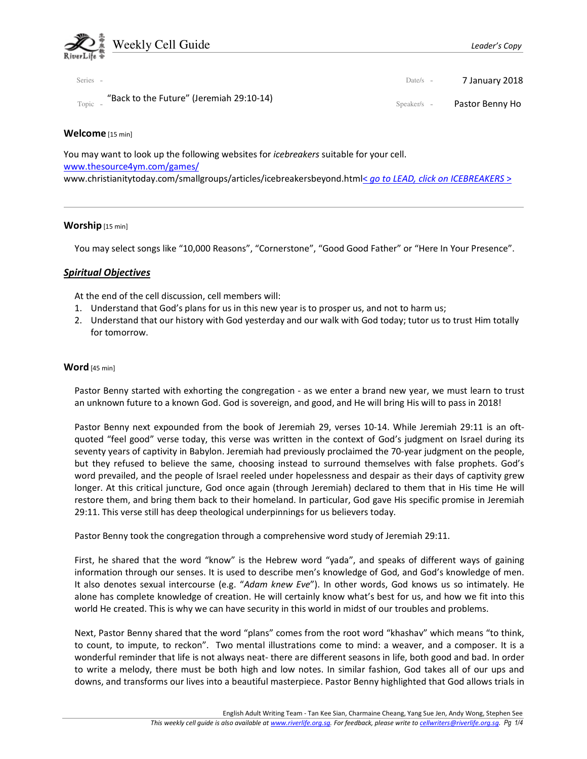# Weekly Cell Guide

*Leader's Copy*

Series -

Date/s - 7 January 2018

Topic - "Back to the Future" (Jeremiah 29:10-14)

Speaker/s - Pastor Benny Ho

## Welcome [15 min]

You may want to look up the following websites for *icebreakers* suitable for your cell.
www.thesource4ym.com/games/
www.christianitytoday.com/smallgroups/articles/icebreakersbeyond.html< go to LEAD, click on ICEBREAKERS >

---

## Worship [15 min]

You may select songs like "10,000 Reasons", "Cornerstone", "Good Good Father" or "Here In Your Presence".

### ***Spiritual Objectives***

At the end of the cell discussion, cell members will:

1. Understand that God's plans for us in this new year is to prosper us, and not to harm us;
2. Understand that our history with God yesterday and our walk with God today; tutor us to trust Him totally for tomorrow.

## Word [45 min]

Pastor Benny started with exhorting the congregation - as we enter a brand new year, we must learn to trust an unknown future to a known God. God is sovereign, and good, and He will bring His will to pass in 2018!

Pastor Benny next expounded from the book of Jeremiah 29, verses 10-14. While Jeremiah 29:11 is an oft-quoted "feel good" verse today, this verse was written in the context of God's judgment on Israel during its seventy years of captivity in Babylon. Jeremiah had previously proclaimed the 70-year judgment on the people, but they refused to believe the same, choosing instead to surround themselves with false prophets. God's word prevailed, and the people of Israel reeled under hopelessness and despair as their days of captivity grew longer. At this critical juncture, God once again (through Jeremiah) declared to them that in His time He will restore them, and bring them back to their homeland. In particular, God gave His specific promise in Jeremiah 29:11. This verse still has deep theological underpinnings for us believers today.

Pastor Benny took the congregation through a comprehensive word study of Jeremiah 29:11.

First, he shared that the word "know" is the Hebrew word "yada", and speaks of different ways of gaining information through our senses. It is used to describe men's knowledge of God, and God's knowledge of men. It also denotes sexual intercourse (e.g. "*Adam knew Eve*"). In other words, God knows us so intimately. He alone has complete knowledge of creation. He will certainly know what's best for us, and how we fit into this world He created. This is why we can have security in this world in midst of our troubles and problems.

Next, Pastor Benny shared that the word "plans" comes from the root word "khashav" which means "to think, to count, to impute, to reckon". Two mental illustrations come to mind: a weaver, and a composer. It is a wonderful reminder that life is not always neat- there are different seasons in life, both good and bad. In order to write a melody, there must be both high and low notes. In similar fashion, God takes all of our ups and downs, and transforms our lives into a beautiful masterpiece. Pastor Benny highlighted that God allows trials in

English Adult Writing Team - Tan Kee Sian, Charmaine Cheang, Yang Sue Jen, Andy Wong, Stephen See

*This weekly cell guide is also available at www.riverlife.org.sg. For feedback, please write to cellwriters@riverlife.org.sg.*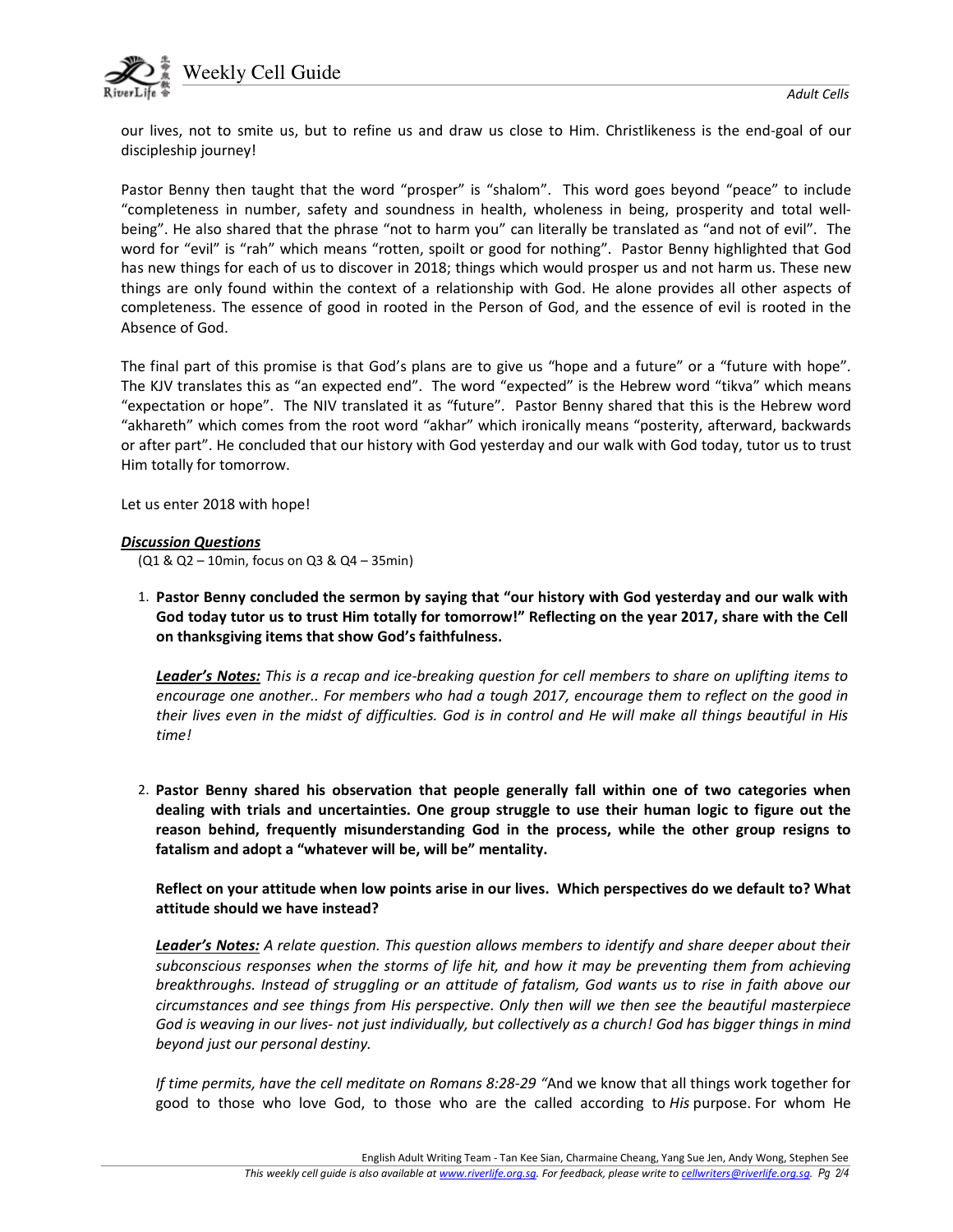our lives, not to smite us, but to refine us and draw us close to Him. Christlikeness is the end-goal of our discipleship journey!

Pastor Benny then taught that the word "prosper" is "shalom". This word goes beyond "peace" to include "completeness in number, safety and soundness in health, wholeness in being, prosperity and total well-being". He also shared that the phrase "not to harm you" can literally be translated as "and not of evil". The word for "evil" is "rah" which means "rotten, spoilt or good for nothing". Pastor Benny highlighted that God has new things for each of us to discover in 2018; things which would prosper us and not harm us. These new things are only found within the context of a relationship with God. He alone provides all other aspects of completeness. The essence of good in rooted in the Person of God, and the essence of evil is rooted in the Absence of God.

The final part of this promise is that God's plans are to give us "hope and a future" or a "future with hope". The KJV translates this as "an expected end". The word "expected" is the Hebrew word "tikva" which means "expectation or hope". The NIV translated it as "future". Pastor Benny shared that this is the Hebrew word "akhareth" which comes from the root word "akhar" which ironically means "posterity, afterward, backwards or after part". He concluded that our history with God yesterday and our walk with God today, tutor us to trust Him totally for tomorrow.

Let us enter 2018 with hope!

***Discussion Questions***

(Q1 & Q2 – 10min, focus on Q3 & Q4 – 35min)

1. **Pastor Benny concluded the sermon by saying that "our history with God yesterday and our walk with God today tutor us to trust Him totally for tomorrow!" Reflecting on the year 2017, share with the Cell on thanksgiving items that show God's faithfulness.**

   ***Leader's Notes:*** *This is a recap and ice-breaking question for cell members to share on uplifting items to encourage one another.. For members who had a tough 2017, encourage them to reflect on the good in their lives even in the midst of difficulties. God is in control and He will make all things beautiful in His time!*

2. **Pastor Benny shared his observation that people generally fall within one of two categories when dealing with trials and uncertainties. One group struggle to use their human logic to figure out the reason behind, frequently misunderstanding God in the process, while the other group resigns to fatalism and adopt a "whatever will be, will be" mentality.**

   **Reflect on your attitude when low points arise in our lives. Which perspectives do we default to? What attitude should we have instead?**

   ***Leader's Notes:*** *A relate question. This question allows members to identify and share deeper about their subconscious responses when the storms of life hit, and how it may be preventing them from achieving breakthroughs. Instead of struggling or an attitude of fatalism, God wants us to rise in faith above our circumstances and see things from His perspective. Only then will we then see the beautiful masterpiece God is weaving in our lives- not just individually, but collectively as a church! God has bigger things in mind beyond just our personal destiny.*

   *If time permits, have the cell meditate on Romans 8:28-29 "*And we know that all things work together for good to those who love God, to those who are the called according to *His* purpose. For whom He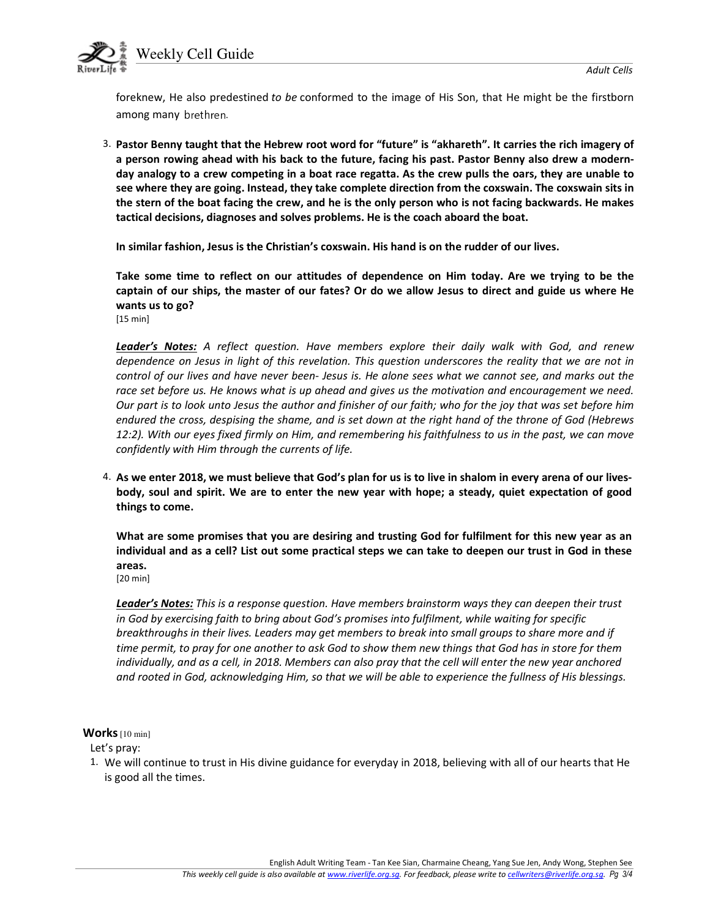foreknew, He also predestined *to be* conformed to the image of His Son, that He might be the firstborn among many brethren.

3. **Pastor Benny taught that the Hebrew root word for "future" is "akhareth". It carries the rich imagery of a person rowing ahead with his back to the future, facing his past. Pastor Benny also drew a modern-day analogy to a crew competing in a boat race regatta. As the crew pulls the oars, they are unable to see where they are going. Instead, they take complete direction from the coxswain. The coxswain sits in the stern of the boat facing the crew, and he is the only person who is not facing backwards. He makes tactical decisions, diagnoses and solves problems. He is the coach aboard the boat.**

   **In similar fashion, Jesus is the Christian's coxswain. His hand is on the rudder of our lives.**

   **Take some time to reflect on our attitudes of dependence on Him today. Are we trying to be the captain of our ships, the master of our fates? Or do we allow Jesus to direct and guide us where He wants us to go?**
   [15 min]

   ***Leader's Notes:*** *A reflect question. Have members explore their daily walk with God, and renew dependence on Jesus in light of this revelation. This question underscores the reality that we are not in control of our lives and have never been- Jesus is. He alone sees what we cannot see, and marks out the race set before us. He knows what is up ahead and gives us the motivation and encouragement we need. Our part is to look unto Jesus the author and finisher of our faith; who for the joy that was set before him endured the cross, despising the shame, and is set down at the right hand of the throne of God (Hebrews 12:2). With our eyes fixed firmly on Him, and remembering his faithfulness to us in the past, we can move confidently with Him through the currents of life.*

4. **As we enter 2018, we must believe that God's plan for us is to live in shalom in every arena of our lives- body, soul and spirit. We are to enter the new year with hope; a steady, quiet expectation of good things to come.**

   **What are some promises that you are desiring and trusting God for fulfilment for this new year as an individual and as a cell? List out some practical steps we can take to deepen our trust in God in these areas.**
   [20 min]

   ***Leader's Notes:*** *This is a response question. Have members brainstorm ways they can deepen their trust in God by exercising faith to bring about God's promises into fulfilment, while waiting for specific breakthroughs in their lives. Leaders may get members to break into small groups to share more and if time permit, to pray for one another to ask God to show them new things that God has in store for them individually, and as a cell, in 2018. Members can also pray that the cell will enter the new year anchored and rooted in God, acknowledging Him, so that we will be able to experience the fullness of His blessings.*

**Works** [10 min]

Let's pray:

1. We will continue to trust in His divine guidance for everyday in 2018, believing with all of our hearts that He is good all the times.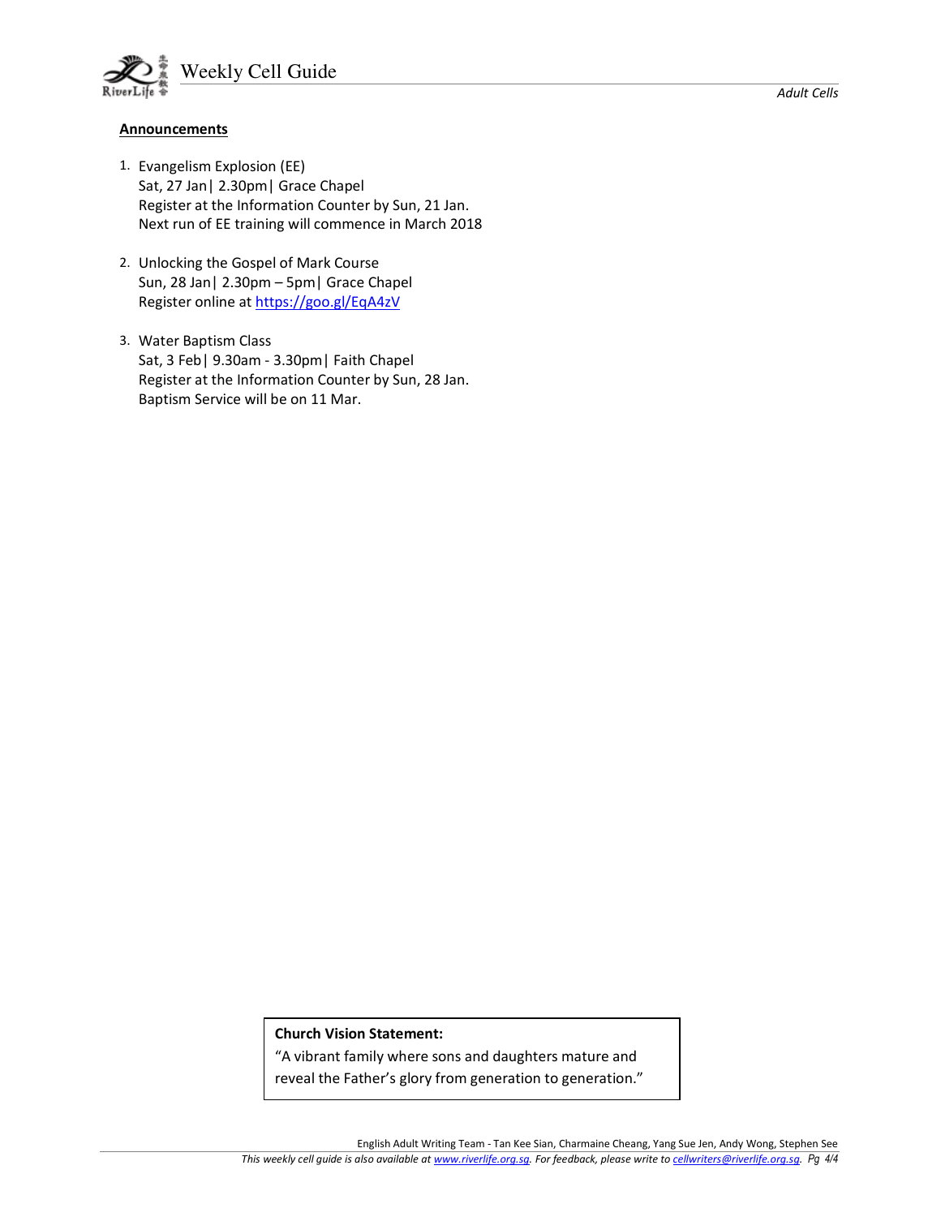**Announcements**

1. Evangelism Explosion (EE)
   Sat, 27 Jan| 2.30pm| Grace Chapel
   Register at the Information Counter by Sun, 21 Jan.
   Next run of EE training will commence in March 2018

2. Unlocking the Gospel of Mark Course
   Sun, 28 Jan| 2.30pm – 5pm| Grace Chapel
   Register online at https://goo.gl/EqA4zV

3. Water Baptism Class
   Sat, 3 Feb| 9.30am - 3.30pm| Faith Chapel
   Register at the Information Counter by Sun, 28 Jan.
   Baptism Service will be on 11 Mar.

**Church Vision Statement:**
"A vibrant family where sons and daughters mature and reveal the Father's glory from generation to generation."